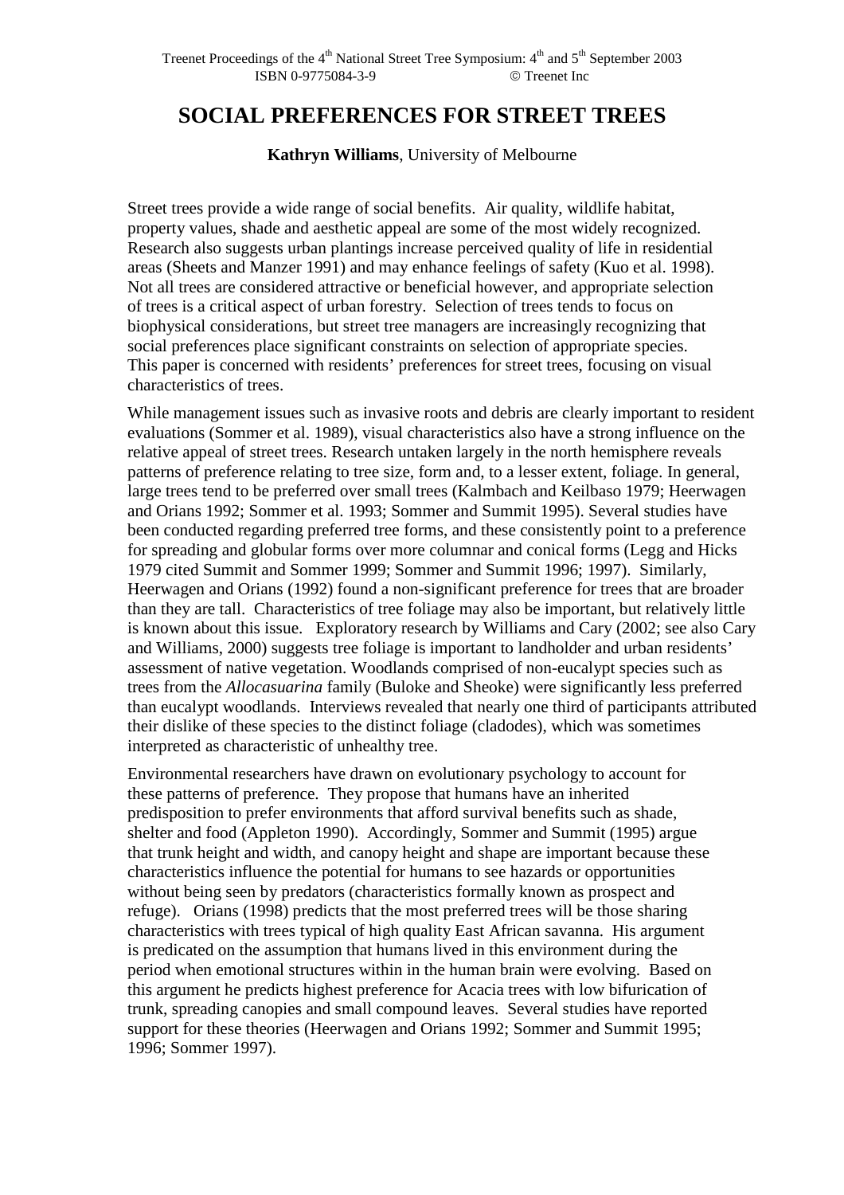# SOCIAL PREFERENCES FOR STREET TREES

**Kathryn Williams**, University of Melbourne

Street trees provide a wide range of social benefits. Air quality, wildlife habitat, property values, shade and aesthetic appeal are some of the most widely recognized. Research also suggests urban plantings increase perceived quality of life in residential areas (Sheets and Manzer 1991) and may enhance feelings of safety (Kuo et al. 1998). Not all trees are considered attractive or beneficial however, and appropriate selection of trees is a critical aspect of urban forestry. Selection of trees tends to focus on biophysical considerations, but street tree managers are increasingly recognizing that social preferences place significant constraints on selection of appropriate species. This paper is concerned with residents' preferences for street trees, focusing on visual characteristics of trees.

While management issues such as invasive roots and debris are clearly important to resident evaluations (Sommer et al. 1989), visual characteristics also have a strong influence on the relative appeal of street trees. Research untaken largely in the north hemisphere reveals patterns of preference relating to tree size, form and, to a lesser extent, foliage. In general, large trees tend to be preferred over small trees (Kalmbach and Keilbaso 1979; Heerwagen and Orians 1992; Sommer et al. 1993; Sommer and Summit 1995). Several studies have been conducted regarding preferred tree forms, and these consistently point to a preference for spreading and globular forms over more columnar and conical forms (Legg and Hicks 1979 cited Summit and Sommer 1999; Sommer and Summit 1996; 1997). Similarly, Heerwagen and Orians (1992) found a non-significant preference for trees that are broader than they are tall. Characteristics of tree foliage may also be important, but relatively little is known about this issue. Exploratory research by Williams and Cary (2002; see also Cary and Williams, 2000) suggests tree foliage is important to landholder and urban residents' assessment of native vegetation. Woodlands comprised of non-eucalypt species such as trees from the *Allocasuarina* family (Buloke and Sheoke) were significantly less preferred than eucalypt woodlands. Interviews revealed that nearly one third of participants attributed their dislike of these species to the distinct foliage (cladodes), which was sometimes interpreted as characteristic of unhealthy tree.

Environmental researchers have drawn on evolutionary psychology to account for these patterns of preference. They propose that humans have an inherited predisposition to prefer environments that afford survival benefits such as shade, shelter and food (Appleton 1990). Accordingly, Sommer and Summit (1995) argue that trunk height and width, and canopy height and shape are important because these characteristics influence the potential for humans to see hazards or opportunities without being seen by predators (characteristics formally known as prospect and refuge). Orians (1998) predicts that the most preferred trees will be those sharing characteristics with trees typical of high quality East African savanna. His argument is predicated on the assumption that humans lived in this environment during the period when emotional structures within in the human brain were evolving. Based on this argument he predicts highest preference for Acacia trees with low bifurication of trunk, spreading canopies and small compound leaves. Several studies have reported support for these theories (Heerwagen and Orians 1992; Sommer and Summit 1995; 1996; Sommer 1997).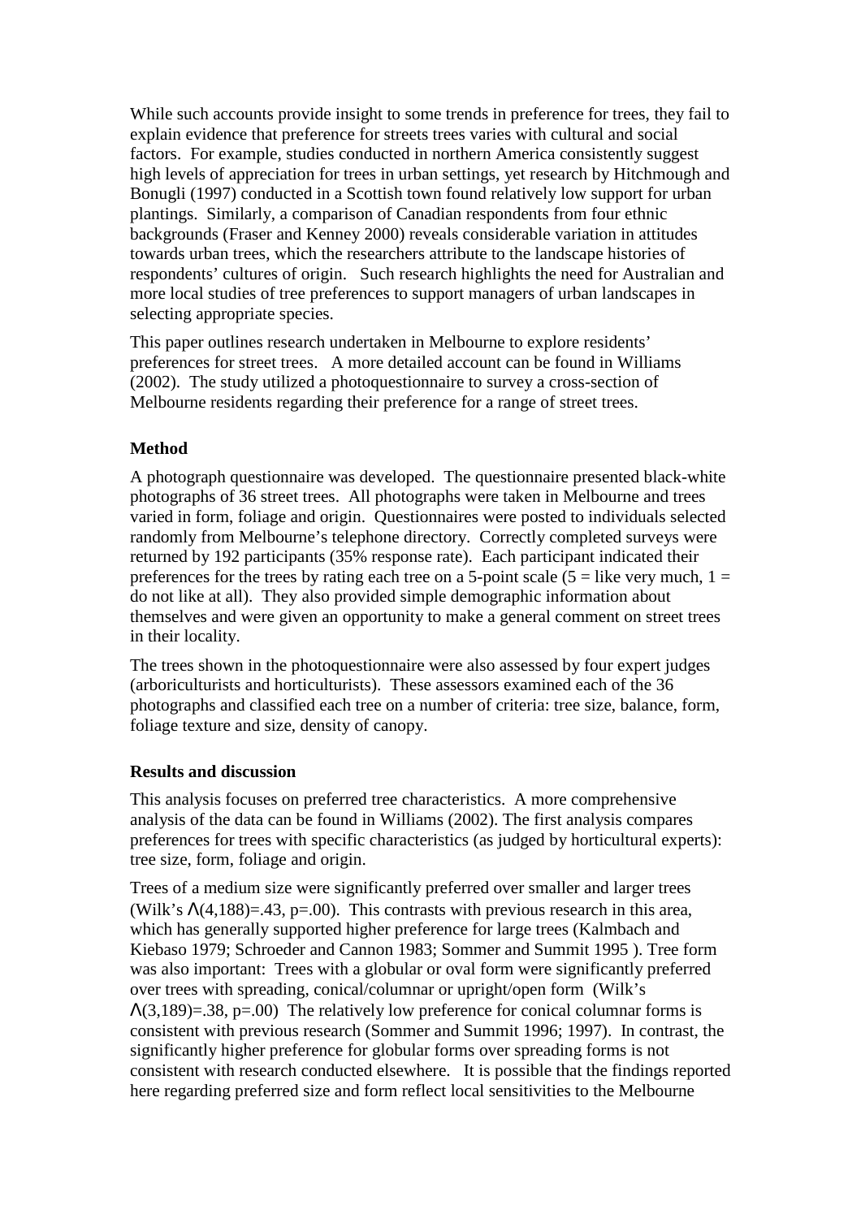While such accounts provide insight to some trends in preference for trees, they fail to explain evidence that preference for streets trees varies with cultural and social factors. For example, studies conducted in northern America consistently suggest high levels of appreciation for trees in urban settings, yet research by Hitchmough and Bonugli (1997) conducted in a Scottish town found relatively low support for urban plantings. Similarly, a comparison of Canadian respondents from four ethnic backgrounds (Fraser and Kenney 2000) reveals considerable variation in attitudes towards urban trees, which the researchers attribute to the landscape histories of respondents' cultures of origin. Such research highlights the need for Australian and more local studies of tree preferences to support managers of urban landscapes in selecting appropriate species.

This paper outlines research undertaken in Melbourne to explore residents' preferences for street trees. A more detailed account can be found in Williams (2002). The study utilized a photoquestionnaire to survey a cross-section of Melbourne residents regarding their preference for a range of street trees.

## Method

A photograph questionnaire was developed. The questionnaire presented black-white photographs of 36 street trees. All photographs were taken in Melbourne and trees varied in form, foliage and origin. Questionnaires were posted to individuals selected randomly from Melbourne's telephone directory. Correctly completed surveys were returned by 192 participants (35% response rate). Each participant indicated their preferences for the trees by rating each tree on a 5-point scale (5 = like very much, 1 = do not like at all). They also provided simple demographic information about themselves and were given an opportunity to make a general comment on street trees in their locality.

The trees shown in the photoquestionnaire were also assessed by four expert judges (arboriculturists and horticulturists). These assessors examined each of the 36 photographs and classified each tree on a number of criteria: tree size, balance, form, foliage texture and size, density of canopy.

## Results and discussion

This analysis focuses on preferred tree characteristics. A more comprehensive analysis of the data can be found in Williams (2002). The first analysis compares preferences for trees with specific characteristics (as judged by horticultural experts): tree size, form, foliage and origin.

Trees of a medium size were significantly preferred over smaller and larger trees (Wilk's $\Lambda(4,188)=.43$, $p=.00$). This contrasts with previous research in this area, which has generally supported higher preference for large trees (Kalmbach and Kiebaso 1979; Schroeder and Cannon 1983; Sommer and Summit 1995 ). Tree form was also important: Trees with a globular or oval form were significantly preferred over trees with spreading, conical/columnar or upright/open form (Wilk's $\Lambda(3,189)=.38$, $p=.00$) The relatively low preference for conical columnar forms is consistent with previous research (Sommer and Summit 1996; 1997). In contrast, the significantly higher preference for globular forms over spreading forms is not consistent with research conducted elsewhere. It is possible that the findings reported here regarding preferred size and form reflect local sensitivities to the Melbourne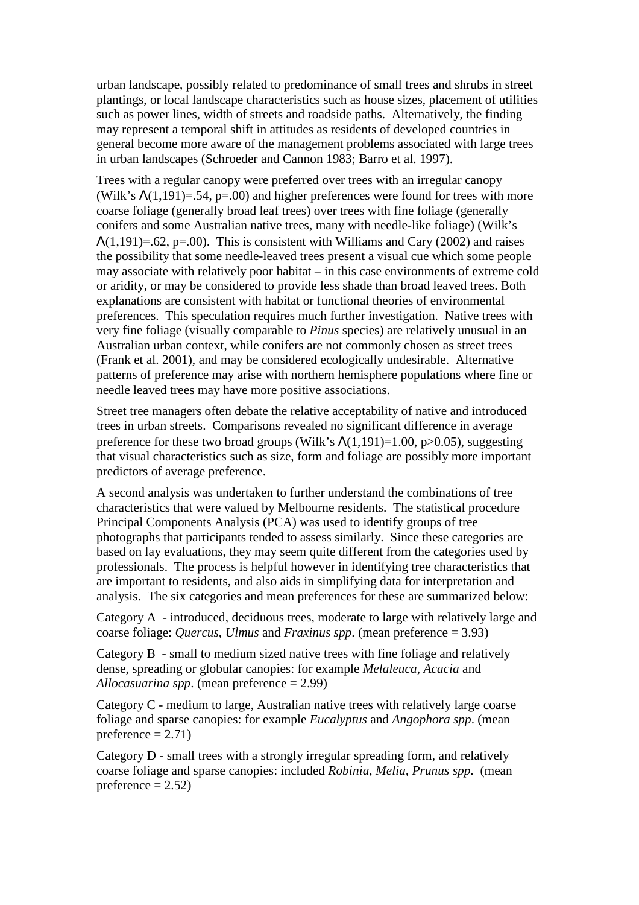urban landscape, possibly related to predominance of small trees and shrubs in street plantings, or local landscape characteristics such as house sizes, placement of utilities such as power lines, width of streets and roadside paths. Alternatively, the finding may represent a temporal shift in attitudes as residents of developed countries in general become more aware of the management problems associated with large trees in urban landscapes (Schroeder and Cannon 1983; Barro et al. 1997).

Trees with a regular canopy were preferred over trees with an irregular canopy (Wilk's $\Lambda(1,191)=.54$, $p=.00$) and higher preferences were found for trees with more coarse foliage (generally broad leaf trees) over trees with fine foliage (generally conifers and some Australian native trees, many with needle-like foliage) (Wilk's $\Lambda(1,191)=.62$, $p=.00$). This is consistent with Williams and Cary (2002) and raises the possibility that some needle-leaved trees present a visual cue which some people may associate with relatively poor habitat – in this case environments of extreme cold or aridity, or may be considered to provide less shade than broad leaved trees. Both explanations are consistent with habitat or functional theories of environmental preferences. This speculation requires much further investigation. Native trees with very fine foliage (visually comparable to *Pinus* species) are relatively unusual in an Australian urban context, while conifers are not commonly chosen as street trees (Frank et al. 2001), and may be considered ecologically undesirable. Alternative patterns of preference may arise with northern hemisphere populations where fine or needle leaved trees may have more positive associations.

Street tree managers often debate the relative acceptability of native and introduced trees in urban streets. Comparisons revealed no significant difference in average preference for these two broad groups (Wilk's $\Lambda(1,191)=1.00$, $p>0.05$), suggesting that visual characteristics such as size, form and foliage are possibly more important predictors of average preference.

A second analysis was undertaken to further understand the combinations of tree characteristics that were valued by Melbourne residents. The statistical procedure Principal Components Analysis (PCA) was used to identify groups of tree photographs that participants tended to assess similarly. Since these categories are based on lay evaluations, they may seem quite different from the categories used by professionals. The process is helpful however in identifying tree characteristics that are important to residents, and also aids in simplifying data for interpretation and analysis. The six categories and mean preferences for these are summarized below:

Category A - introduced, deciduous trees, moderate to large with relatively large and coarse foliage: *Quercus*, *Ulmus* and *Fraxinus spp*. (mean preference = 3.93)

Category B - small to medium sized native trees with fine foliage and relatively dense, spreading or globular canopies: for example *Melaleuca*, *Acacia* and *Allocasuarina spp*. (mean preference = 2.99)

Category C - medium to large, Australian native trees with relatively large coarse foliage and sparse canopies: for example *Eucalyptus* and *Angophora spp*. (mean preference = 2.71)

Category D - small trees with a strongly irregular spreading form, and relatively coarse foliage and sparse canopies: included *Robinia*, *Melia*, *Prunus spp*. (mean preference = 2.52)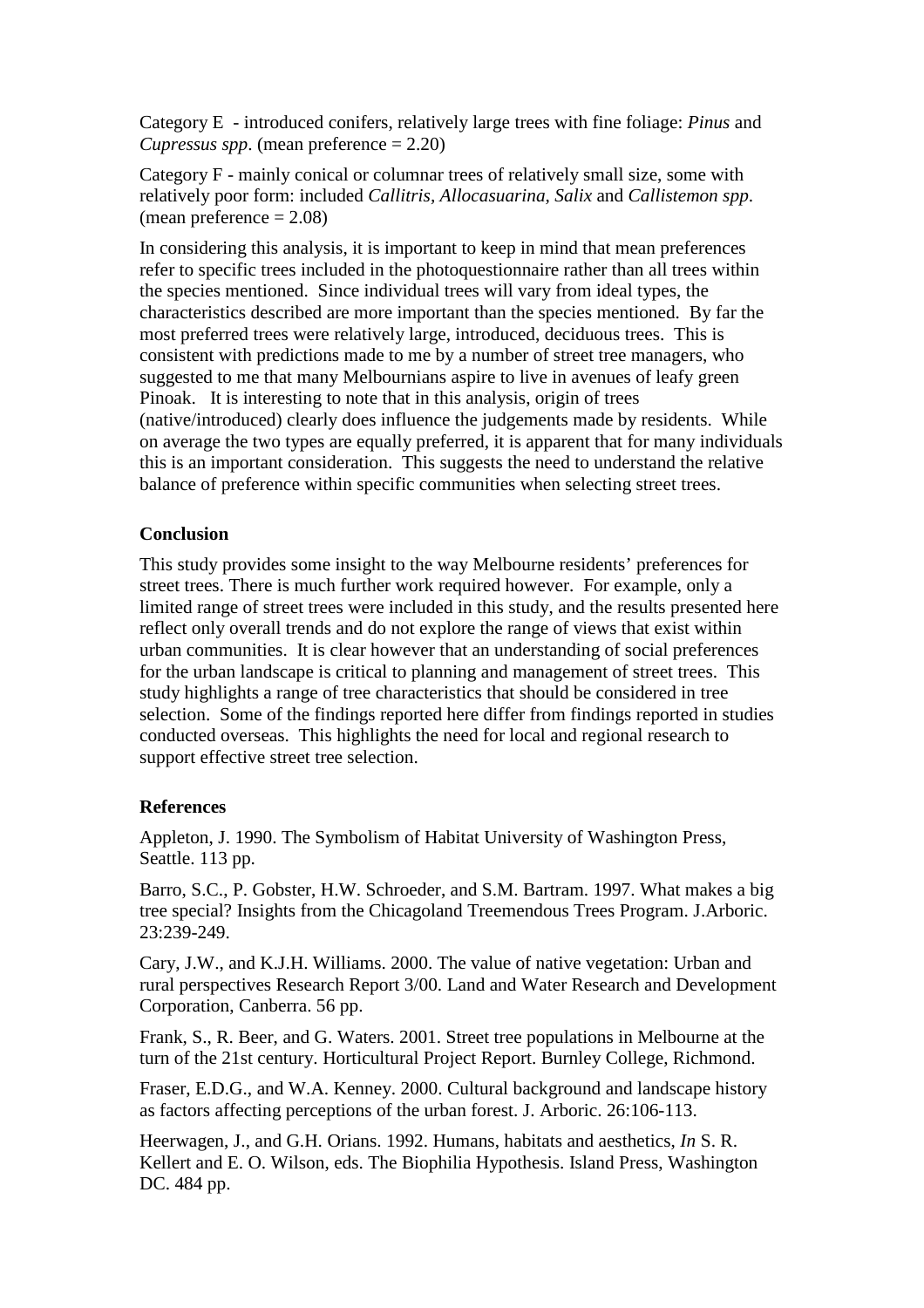Category E - introduced conifers, relatively large trees with fine foliage: *Pinus* and *Cupressus spp*. (mean preference = 2.20)

Category F - mainly conical or columnar trees of relatively small size, some with relatively poor form: included *Callitris*, *Allocasuarina*, *Salix* and *Callistemon spp*. (mean preference = 2.08)

In considering this analysis, it is important to keep in mind that mean preferences refer to specific trees included in the photoquestionnaire rather than all trees within the species mentioned. Since individual trees will vary from ideal types, the characteristics described are more important than the species mentioned. By far the most preferred trees were relatively large, introduced, deciduous trees. This is consistent with predictions made to me by a number of street tree managers, who suggested to me that many Melbournians aspire to live in avenues of leafy green Pinoak. It is interesting to note that in this analysis, origin of trees (native/introduced) clearly does influence the judgements made by residents. While on average the two types are equally preferred, it is apparent that for many individuals this is an important consideration. This suggests the need to understand the relative balance of preference within specific communities when selecting street trees.

**Conclusion**

This study provides some insight to the way Melbourne residents' preferences for street trees. There is much further work required however. For example, only a limited range of street trees were included in this study, and the results presented here reflect only overall trends and do not explore the range of views that exist within urban communities. It is clear however that an understanding of social preferences for the urban landscape is critical to planning and management of street trees. This study highlights a range of tree characteristics that should be considered in tree selection. Some of the findings reported here differ from findings reported in studies conducted overseas. This highlights the need for local and regional research to support effective street tree selection.

**References**

Appleton, J. 1990. The Symbolism of Habitat University of Washington Press, Seattle. 113 pp.

Barro, S.C., P. Gobster, H.W. Schroeder, and S.M. Bartram. 1997. What makes a big tree special? Insights from the Chicagoland Treemendous Trees Program. J.Arboric. 23:239-249.

Cary, J.W., and K.J.H. Williams. 2000. The value of native vegetation: Urban and rural perspectives Research Report 3/00. Land and Water Research and Development Corporation, Canberra. 56 pp.

Frank, S., R. Beer, and G. Waters. 2001. Street tree populations in Melbourne at the turn of the 21st century. Horticultural Project Report. Burnley College, Richmond.

Fraser, E.D.G., and W.A. Kenney. 2000. Cultural background and landscape history as factors affecting perceptions of the urban forest. J. Arboric. 26:106-113.

Heerwagen, J., and G.H. Orians. 1992. Humans, habitats and aesthetics, *In* S. R. Kellert and E. O. Wilson, eds. The Biophilia Hypothesis. Island Press, Washington DC. 484 pp.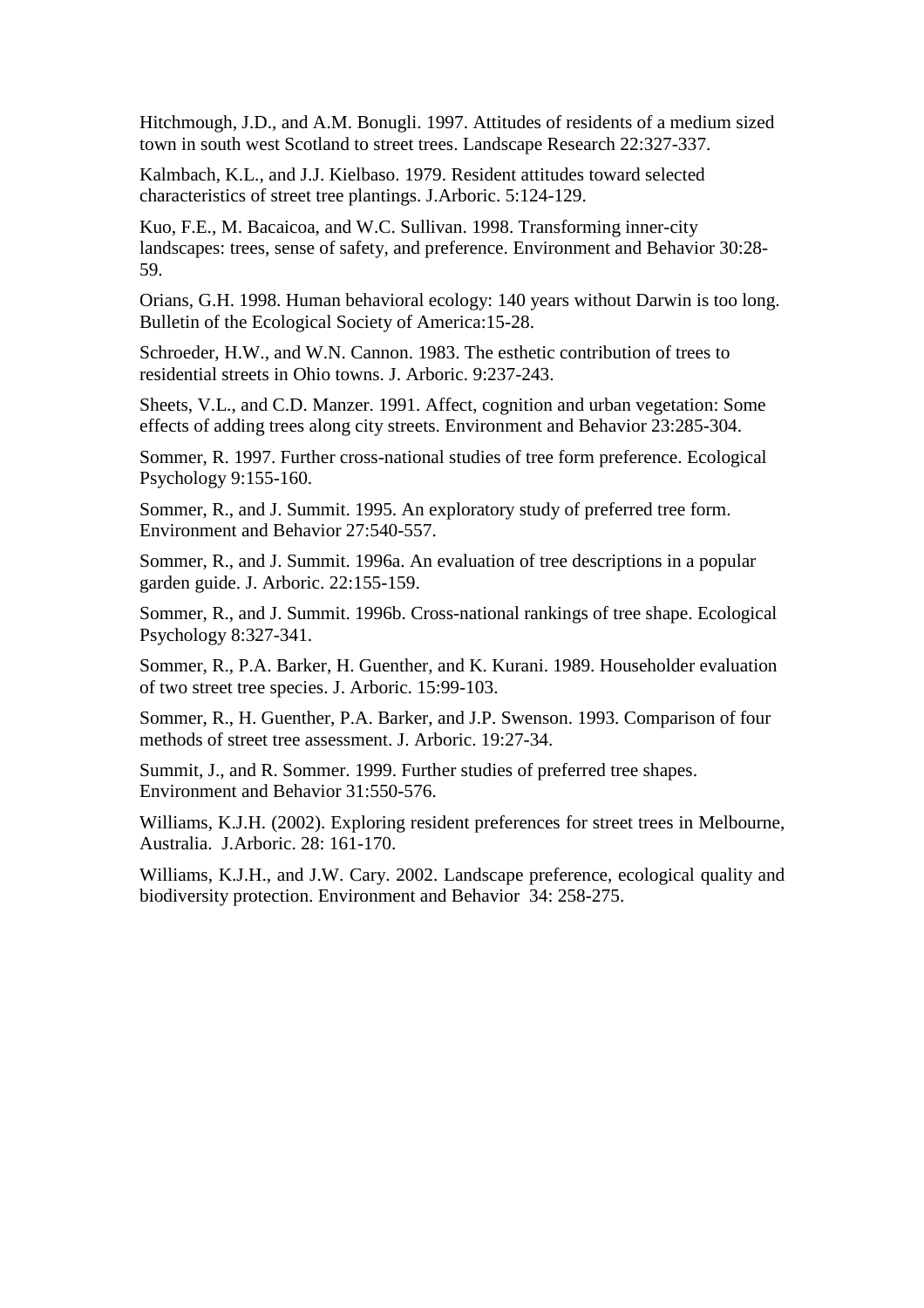Hitchmough, J.D., and A.M. Bonugli. 1997. Attitudes of residents of a medium sized town in south west Scotland to street trees. Landscape Research 22:327-337.

Kalmbach, K.L., and J.J. Kielbaso. 1979. Resident attitudes toward selected characteristics of street tree plantings. J.Arboric. 5:124-129.

Kuo, F.E., M. Bacaicoa, and W.C. Sullivan. 1998. Transforming inner-city landscapes: trees, sense of safety, and preference. Environment and Behavior 30:28-59.

Orians, G.H. 1998. Human behavioral ecology: 140 years without Darwin is too long. Bulletin of the Ecological Society of America:15-28.

Schroeder, H.W., and W.N. Cannon. 1983. The esthetic contribution of trees to residential streets in Ohio towns. J. Arboric. 9:237-243.

Sheets, V.L., and C.D. Manzer. 1991. Affect, cognition and urban vegetation: Some effects of adding trees along city streets. Environment and Behavior 23:285-304.

Sommer, R. 1997. Further cross-national studies of tree form preference. Ecological Psychology 9:155-160.

Sommer, R., and J. Summit. 1995. An exploratory study of preferred tree form. Environment and Behavior 27:540-557.

Sommer, R., and J. Summit. 1996a. An evaluation of tree descriptions in a popular garden guide. J. Arboric. 22:155-159.

Sommer, R., and J. Summit. 1996b. Cross-national rankings of tree shape. Ecological Psychology 8:327-341.

Sommer, R., P.A. Barker, H. Guenther, and K. Kurani. 1989. Householder evaluation of two street tree species. J. Arboric. 15:99-103.

Sommer, R., H. Guenther, P.A. Barker, and J.P. Swenson. 1993. Comparison of four methods of street tree assessment. J. Arboric. 19:27-34.

Summit, J., and R. Sommer. 1999. Further studies of preferred tree shapes. Environment and Behavior 31:550-576.

Williams, K.J.H. (2002). Exploring resident preferences for street trees in Melbourne, Australia. J.Arboric. 28: 161-170.

Williams, K.J.H., and J.W. Cary. 2002. Landscape preference, ecological quality and biodiversity protection. Environment and Behavior 34: 258-275.